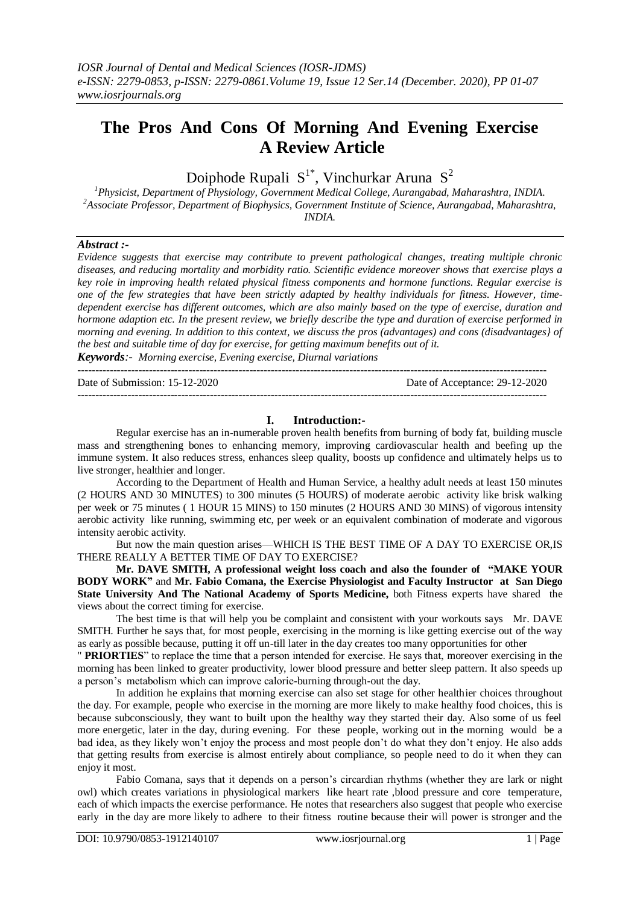# The Pros And Cons Of Morning And Evening Exercise A Review Article

Doiphode Rupali S[1*], Vinchurkar Aruna S[2]

[1]*Physicist, Department of Physiology, Government Medical College, Aurangabad, Maharashtra, INDIA.*
[2]*Associate Professor, Department of Biophysics, Government Institute of Science, Aurangabad, Maharashtra, INDIA.*

***Abstract :-***

*Evidence suggests that exercise may contribute to prevent pathological changes, treating multiple chronic diseases, and reducing mortality and morbidity ratio. Scientific evidence moreover shows that exercise plays a key role in improving health related physical fitness components and hormone functions. Regular exercise is one of the few strategies that have been strictly adapted by healthy individuals for fitness. However, time-dependent exercise has different outcomes, which are also mainly based on the type of exercise, duration and hormone adaption etc. In the present review, we briefly describe the type and duration of exercise performed in morning and evening. In addition to this context, we discuss the pros (advantages) and cons (disadvantages} of the best and suitable time of day for exercise, for getting maximum benefits out of it.*

***Keywords**:- Morning exercise, Evening exercise, Diurnal variations*

---

Date of Submission: 15-12-2020 Date of Acceptance: 29-12-2020

---

## I. Introduction:-

Regular exercise has an in-numerable proven health benefits from burning of body fat, building muscle mass and strengthening bones to enhancing memory, improving cardiovascular health and beefing up the immune system. It also reduces stress, enhances sleep quality, boosts up confidence and ultimately helps us to live stronger, healthier and longer.

According to the Department of Health and Human Service, a healthy adult needs at least 150 minutes (2 HOURS AND 30 MINUTES) to 300 minutes (5 HOURS) of moderate aerobic activity like brisk walking per week or 75 minutes ( 1 HOUR 15 MINS) to 150 minutes (2 HOURS AND 30 MINS) of vigorous intensity aerobic activity like running, swimming etc, per week or an equivalent combination of moderate and vigorous intensity aerobic activity.

But now the main question arises—WHICH IS THE BEST TIME OF A DAY TO EXERCISE OR,IS THERE REALLY A BETTER TIME OF DAY TO EXERCISE?

**Mr. DAVE SMITH, A professional weight loss coach and also the founder of "MAKE YOUR BODY WORK"** and **Mr. Fabio Comana, the Exercise Physiologist and Faculty Instructor at San Diego State University And The National Academy of Sports Medicine,** both Fitness experts have shared the views about the correct timing for exercise.

The best time is that will help you be complaint and consistent with your workouts says Mr. DAVE SMITH. Further he says that, for most people, exercising in the morning is like getting exercise out of the way as early as possible because, putting it off un-till later in the day creates too many opportunities for other " **PRIORTIES**" to replace the time that a person intended for exercise. He says that, moreover exercising in the morning has been linked to greater productivity, lower blood pressure and better sleep pattern. It also speeds up a person's metabolism which can improve calorie-burning through-out the day.

In addition he explains that morning exercise can also set stage for other healthier choices throughout the day. For example, people who exercise in the morning are more likely to make healthy food choices, this is because subconsciously, they want to built upon the healthy way they started their day. Also some of us feel more energetic, later in the day, during evening. For these people, working out in the morning would be a bad idea, as they likely won't enjoy the process and most people don't do what they don't enjoy. He also adds that getting results from exercise is almost entirely about compliance, so people need to do it when they can enjoy it most.

Fabio Comana, says that it depends on a person's circardian rhythms (whether they are lark or night owl) which creates variations in physiological markers like heart rate ,blood pressure and core temperature, each of which impacts the exercise performance. He notes that researchers also suggest that people who exercise early in the day are more likely to adhere to their fitness routine because their will power is stronger and the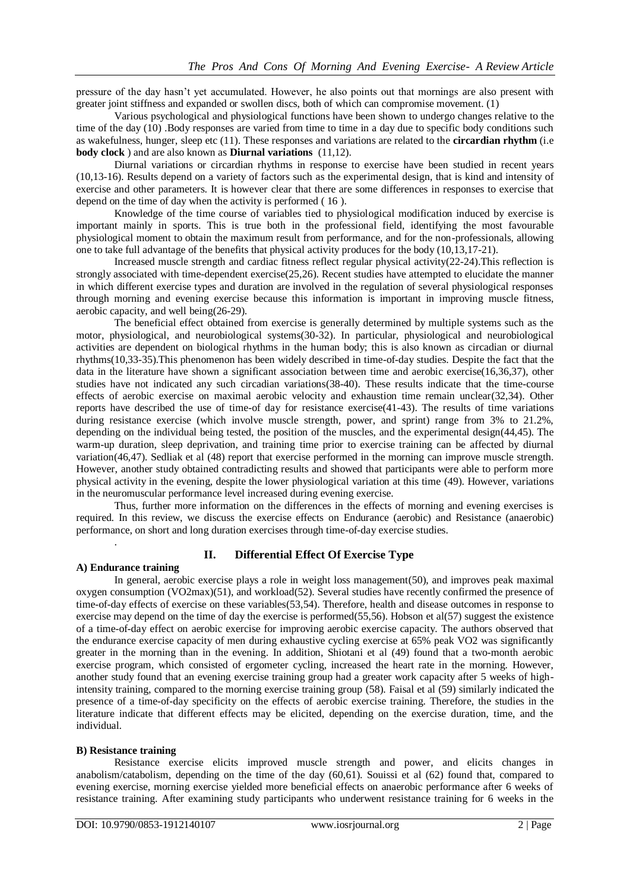pressure of the day hasn't yet accumulated. However, he also points out that mornings are also present with greater joint stiffness and expanded or swollen discs, both of which can compromise movement. (1)

Various psychological and physiological functions have been shown to undergo changes relative to the time of the day (10) .Body responses are varied from time to time in a day due to specific body conditions such as wakefulness, hunger, sleep etc (11). These responses and variations are related to the **circardian rhythm** (i.e **body clock** ) and are also known as **Diurnal variations** (11,12).

Diurnal variations or circardian rhythms in response to exercise have been studied in recent years (10,13-16). Results depend on a variety of factors such as the experimental design, that is kind and intensity of exercise and other parameters. It is however clear that there are some differences in responses to exercise that depend on the time of day when the activity is performed ( 16 ).

Knowledge of the time course of variables tied to physiological modification induced by exercise is important mainly in sports. This is true both in the professional field, identifying the most favourable physiological moment to obtain the maximum result from performance, and for the non-professionals, allowing one to take full advantage of the benefits that physical activity produces for the body (10,13,17-21).

Increased muscle strength and cardiac fitness reflect regular physical activity(22-24).This reflection is strongly associated with time-dependent exercise(25,26). Recent studies have attempted to elucidate the manner in which different exercise types and duration are involved in the regulation of several physiological responses through morning and evening exercise because this information is important in improving muscle fitness, aerobic capacity, and well being(26-29).

The beneficial effect obtained from exercise is generally determined by multiple systems such as the motor, physiological, and neurobiological systems(30-32). In particular, physiological and neurobiological activities are dependent on biological rhythms in the human body; this is also known as circadian or diurnal rhythms(10,33-35).This phenomenon has been widely described in time-of-day studies. Despite the fact that the data in the literature have shown a significant association between time and aerobic exercise(16,36,37), other studies have not indicated any such circadian variations(38-40). These results indicate that the time-course effects of aerobic exercise on maximal aerobic velocity and exhaustion time remain unclear(32,34). Other reports have described the use of time-of day for resistance exercise(41-43). The results of time variations during resistance exercise (which involve muscle strength, power, and sprint) range from 3% to 21.2%, depending on the individual being tested, the position of the muscles, and the experimental design(44,45). The warm-up duration, sleep deprivation, and training time prior to exercise training can be affected by diurnal variation(46,47). Sedliak et al (48) report that exercise performed in the morning can improve muscle strength. However, another study obtained contradicting results and showed that participants were able to perform more physical activity in the evening, despite the lower physiological variation at this time (49). However, variations in the neuromuscular performance level increased during evening exercise.

Thus, further more information on the differences in the effects of morning and evening exercises is required. In this review, we discuss the exercise effects on Endurance (aerobic) and Resistance (anaerobic) performance, on short and long duration exercises through time-of-day exercise studies.

.

## II. Differential Effect Of Exercise Type

### A) Endurance training

In general, aerobic exercise plays a role in weight loss management(50), and improves peak maximal oxygen consumption (VO2max)(51), and workload(52). Several studies have recently confirmed the presence of time-of-day effects of exercise on these variables(53,54). Therefore, health and disease outcomes in response to exercise may depend on the time of day the exercise is performed(55,56). Hobson et al(57) suggest the existence of a time-of-day effect on aerobic exercise for improving aerobic exercise capacity. The authors observed that the endurance exercise capacity of men during exhaustive cycling exercise at 65% peak VO2 was significantly greater in the morning than in the evening. In addition, Shiotani et al (49) found that a two-month aerobic exercise program, which consisted of ergometer cycling, increased the heart rate in the morning. However, another study found that an evening exercise training group had a greater work capacity after 5 weeks of high-intensity training, compared to the morning exercise training group (58). Faisal et al (59) similarly indicated the presence of a time-of-day specificity on the effects of aerobic exercise training. Therefore, the studies in the literature indicate that different effects may be elicited, depending on the exercise duration, time, and the individual.

### B) Resistance training

Resistance exercise elicits improved muscle strength and power, and elicits changes in anabolism/catabolism, depending on the time of the day (60,61). Souissi et al (62) found that, compared to evening exercise, morning exercise yielded more beneficial effects on anaerobic performance after 6 weeks of resistance training. After examining study participants who underwent resistance training for 6 weeks in the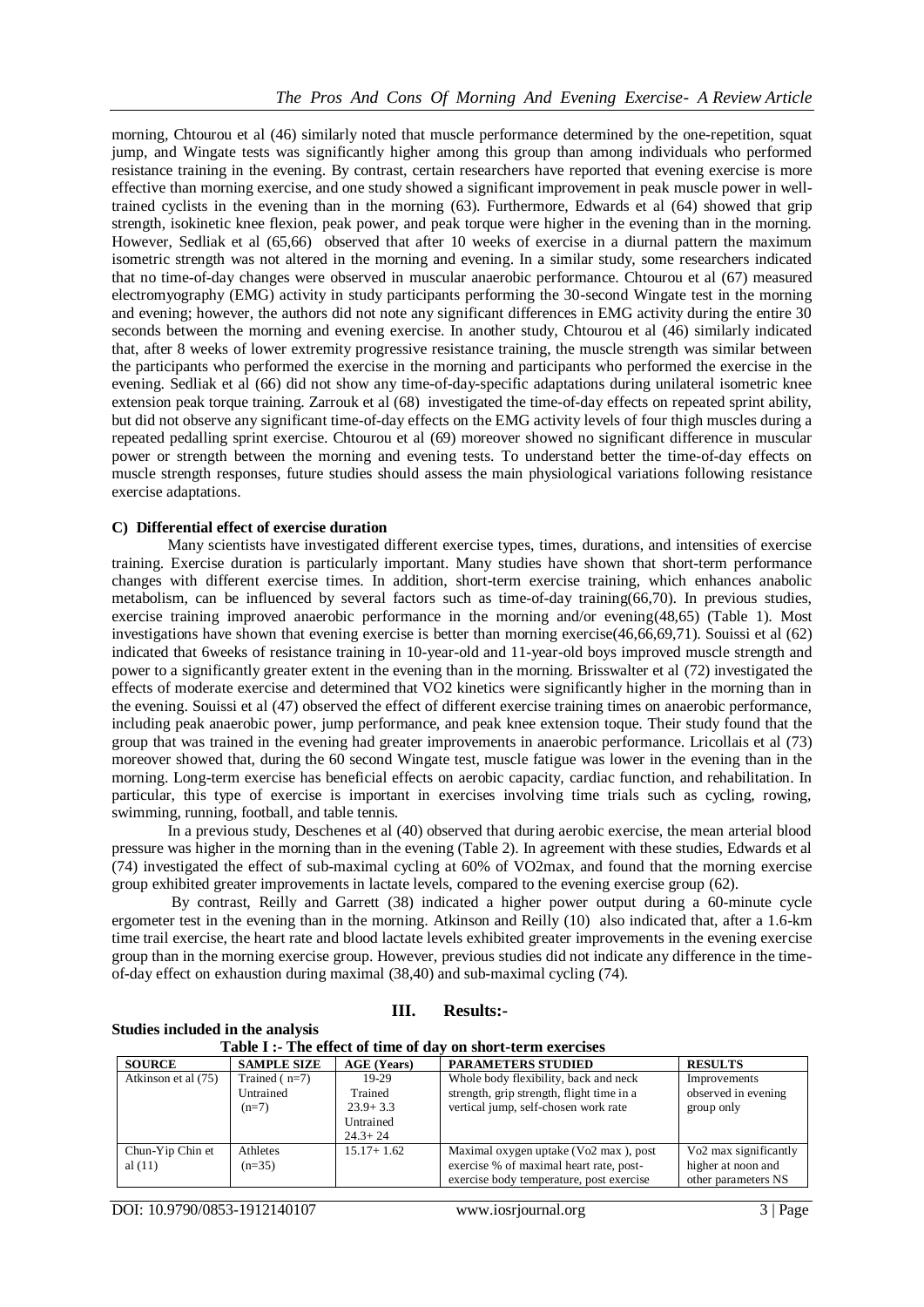morning, Chtourou et al (46) similarly noted that muscle performance determined by the one-repetition, squat jump, and Wingate tests was significantly higher among this group than among individuals who performed resistance training in the evening. By contrast, certain researchers have reported that evening exercise is more effective than morning exercise, and one study showed a significant improvement in peak muscle power in well-trained cyclists in the evening than in the morning (63). Furthermore, Edwards et al (64) showed that grip strength, isokinetic knee flexion, peak power, and peak torque were higher in the evening than in the morning. However, Sedliak et al (65,66) observed that after 10 weeks of exercise in a diurnal pattern the maximum isometric strength was not altered in the morning and evening. In a similar study, some researchers indicated that no time-of-day changes were observed in muscular anaerobic performance. Chtourou et al (67) measured electromyography (EMG) activity in study participants performing the 30-second Wingate test in the morning and evening; however, the authors did not note any significant differences in EMG activity during the entire 30 seconds between the morning and evening exercise. In another study, Chtourou et al (46) similarly indicated that, after 8 weeks of lower extremity progressive resistance training, the muscle strength was similar between the participants who performed the exercise in the morning and participants who performed the exercise in the evening. Sedliak et al (66) did not show any time-of-day-specific adaptations during unilateral isometric knee extension peak torque training. Zarrouk et al (68) investigated the time-of-day effects on repeated sprint ability, but did not observe any significant time-of-day effects on the EMG activity levels of four thigh muscles during a repeated pedalling sprint exercise. Chtourou et al (69) moreover showed no significant difference in muscular power or strength between the morning and evening tests. To understand better the time-of-day effects on muscle strength responses, future studies should assess the main physiological variations following resistance exercise adaptations.

### C) Differential effect of exercise duration

Many scientists have investigated different exercise types, times, durations, and intensities of exercise training. Exercise duration is particularly important. Many studies have shown that short-term performance changes with different exercise times. In addition, short-term exercise training, which enhances anabolic metabolism, can be influenced by several factors such as time-of-day training(66,70). In previous studies, exercise training improved anaerobic performance in the morning and/or evening(48,65) (Table 1). Most investigations have shown that evening exercise is better than morning exercise(46,66,69,71). Souissi et al (62) indicated that 6weeks of resistance training in 10-year-old and 11-year-old boys improved muscle strength and power to a significantly greater extent in the evening than in the morning. Brisswalter et al (72) investigated the effects of moderate exercise and determined that VO2 kinetics were significantly higher in the morning than in the evening. Souissi et al (47) observed the effect of different exercise training times on anaerobic performance, including peak anaerobic power, jump performance, and peak knee extension toque. Their study found that the group that was trained in the evening had greater improvements in anaerobic performance. Lricollais et al (73) moreover showed that, during the 60 second Wingate test, muscle fatigue was lower in the evening than in the morning. Long-term exercise has beneficial effects on aerobic capacity, cardiac function, and rehabilitation. In particular, this type of exercise is important in exercises involving time trials such as cycling, rowing, swimming, running, football, and table tennis.

In a previous study, Deschenes et al (40) observed that during aerobic exercise, the mean arterial blood pressure was higher in the morning than in the evening (Table 2). In agreement with these studies, Edwards et al (74) investigated the effect of sub-maximal cycling at 60% of VO2max, and found that the morning exercise group exhibited greater improvements in lactate levels, compared to the evening exercise group (62).

By contrast, Reilly and Garrett (38) indicated a higher power output during a 60-minute cycle ergometer test in the evening than in the morning. Atkinson and Reilly (10) also indicated that, after a 1.6-km time trail exercise, the heart rate and blood lactate levels exhibited greater improvements in the evening exercise group than in the morning exercise group. However, previous studies did not indicate any difference in the time-of-day effect on exhaustion during maximal (38,40) and sub-maximal cycling (74).

## III. Results:-

**Studies included in the analysis**

**Table I :- The effect of time of day on short-term exercises**

| SOURCE | SAMPLE SIZE | AGE (Years) | PARAMETERS STUDIED | RESULTS |
|---|---|---|---|---|
| Atkinson et al (75) | Trained ( n=7) Untrained (n=7) | 19-29 Trained 23.9+ 3.3 Untrained 24.3+ 24 | Whole body flexibility, back and neck strength, grip strength, flight time in a vertical jump, self-chosen work rate | Improvements observed in evening group only |
| Chun-Yip Chin et al (11) | Athletes (n=35) | 15.17+ 1.62 | Maximal oxygen uptake (Vo2 max ), post exercise % of maximal heart rate, post-exercise body temperature, post exercise | Vo2 max significantly higher at noon and other parameters NS |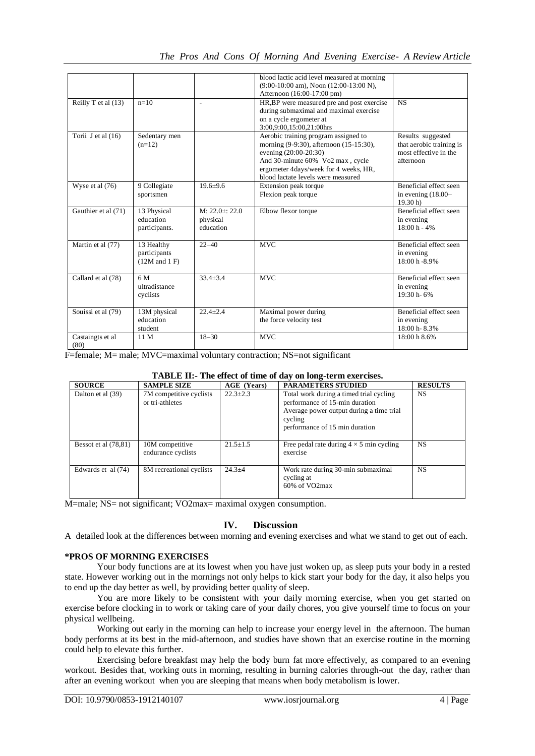| | | | blood lactic acid level measured at morning (9:00-10:00 am), Noon (12:00-13:00 N), Afternoon (16:00-17:00 pm) | |
|---|---|---|---|---|
| Reilly T et al (13) | n=10 | - | HR,BP were measured pre and post exercise during submaximal and maximal exercise on a cycle ergometer at 3:00,9:00,15:00,21:00hrs | NS |
| Torii J et al (16) | Sedentary men (n=12) | | Aerobic training program assigned to morning (9-9:30), afternoon (15-15:30), evening (20:00-20:30) And 30-minute 60% Vo2 max , cycle ergometer 4days/week for 4 weeks, HR, blood lactate levels were measured | Results suggested that aerobic training is most effective in the afternoon |
| Wyse et al (76) | 9 Collegiate sportsmen | 19.6±9.6 | Extension peak torque Flexion peak torque | Beneficial effect seen in evening (18.00–19.30 h) |
| Gauthier et al (71) | 13 Physical education participants. | M: 22.0±: 22.0 physical education | Elbow flexor torque | Beneficial effect seen in evening 18:00 h - 4% |
| Martin et al (77) | 13 Healthy participants (12M and 1 F) | 22–40 | MVC | Beneficial effect seen in evening 18:00 h -8.9% |
| Callard et al (78) | 6 M ultradistance cyclists | 33.4±3.4 | MVC | Beneficial effect seen in evening 19:30 h- 6% |
| Souissi et al (79) | 13M physical education student | 22.4±2.4 | Maximal power during the force velocity test | Beneficial effect seen in evening 18:00 h- 8.3% |
| Castaingts et al (80) | 11 M | 18–30 | MVC | 18:00 h 8.6% |

F=female; M= male; MVC=maximal voluntary contraction; NS=not significant

**TABLE II:- The effect of time of day on long-term exercises.**

| SOURCE | SAMPLE SIZE | AGE (Years) | PARAMETERS STUDIED | RESULTS |
|---|---|---|---|---|
| Dalton et al (39) | 7M competitive cyclists or tri-athletes | 22.3±2.3 | Total work during a timed trial cycling performance of 15-min duration Average power output during a time trial cycling performance of 15 min duration | NS |
| Bessot et al (78,81) | 10M competitive endurance cyclists | 21.5±1.5 | Free pedal rate during 4 × 5 min cycling exercise | NS |
| Edwards et al (74) | 8M recreational cyclists | 24.3±4 | Work rate during 30-min submaximal cycling at 60% of VO2max | NS |

M=male; NS= not significant; VO2max= maximal oxygen consumption.

## IV. Discussion

A detailed look at the differences between morning and evening exercises and what we stand to get out of each.

**\*PROS OF MORNING EXERCISES**

Your body functions are at its lowest when you have just woken up, as sleep puts your body in a rested state. However working out in the mornings not only helps to kick start your body for the day, it also helps you to end up the day better as well, by providing better quality of sleep.

You are more likely to be consistent with your daily morning exercise, when you get started on exercise before clocking in to work or taking care of your daily chores, you give yourself time to focus on your physical wellbeing.

Working out early in the morning can help to increase your energy level in the afternoon. The human body performs at its best in the mid-afternoon, and studies have shown that an exercise routine in the morning could help to elevate this further.

Exercising before breakfast may help the body burn fat more effectively, as compared to an evening workout. Besides that, working outs in morning, resulting in burning calories through-out the day, rather than after an evening workout when you are sleeping that means when body metabolism is lower.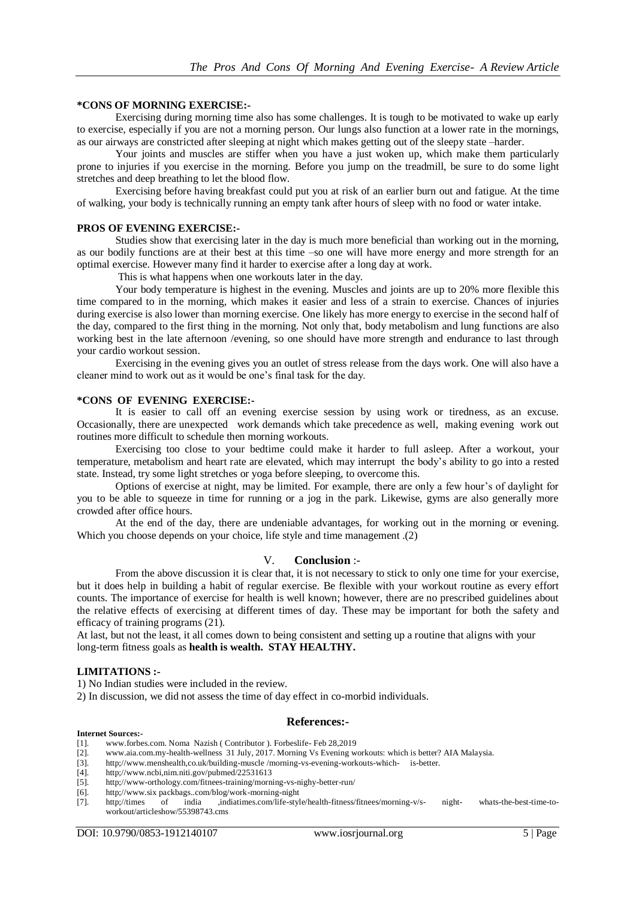**\*CONS OF MORNING EXERCISE:-**

Exercising during morning time also has some challenges. It is tough to be motivated to wake up early to exercise, especially if you are not a morning person. Our lungs also function at a lower rate in the mornings, as our airways are constricted after sleeping at night which makes getting out of the sleepy state –harder.

Your joints and muscles are stiffer when you have a just woken up, which make them particularly prone to injuries if you exercise in the morning. Before you jump on the treadmill, be sure to do some light stretches and deep breathing to let the blood flow.

Exercising before having breakfast could put you at risk of an earlier burn out and fatigue. At the time of walking, your body is technically running an empty tank after hours of sleep with no food or water intake.

**PROS OF EVENING EXERCISE:-**

Studies show that exercising later in the day is much more beneficial than working out in the morning, as our bodily functions are at their best at this time –so one will have more energy and more strength for an optimal exercise. However many find it harder to exercise after a long day at work.

This is what happens when one workouts later in the day.

Your body temperature is highest in the evening. Muscles and joints are up to 20% more flexible this time compared to in the morning, which makes it easier and less of a strain to exercise. Chances of injuries during exercise is also lower than morning exercise. One likely has more energy to exercise in the second half of the day, compared to the first thing in the morning. Not only that, body metabolism and lung functions are also working best in the late afternoon /evening, so one should have more strength and endurance to last through your cardio workout session.

Exercising in the evening gives you an outlet of stress release from the days work. One will also have a cleaner mind to work out as it would be one's final task for the day.

**\*CONS OF EVENING EXERCISE:-**

It is easier to call off an evening exercise session by using work or tiredness, as an excuse. Occasionally, there are unexpected work demands which take precedence as well, making evening work out routines more difficult to schedule then morning workouts.

Exercising too close to your bedtime could make it harder to full asleep. After a workout, your temperature, metabolism and heart rate are elevated, which may interrupt the body's ability to go into a rested state. Instead, try some light stretches or yoga before sleeping, to overcome this.

Options of exercise at night, may be limited. For example, there are only a few hour's of daylight for you to be able to squeeze in time for running or a jog in the park. Likewise, gyms are also generally more crowded after office hours.

At the end of the day, there are undeniable advantages, for working out in the morning or evening. Which you choose depends on your choice, life style and time management .(2)

## V. Conclusion :-

From the above discussion it is clear that, it is not necessary to stick to only one time for your exercise, but it does help in building a habit of regular exercise. Be flexible with your workout routine as every effort counts. The importance of exercise for health is well known; however, there are no prescribed guidelines about the relative effects of exercising at different times of day. These may be important for both the safety and efficacy of training programs (21).

At last, but not the least, it all comes down to being consistent and setting up a routine that aligns with your long-term fitness goals as **health is wealth. STAY HEALTHY.**

**LIMITATIONS :-**

1) No Indian studies were included in the review.
2) In discussion, we did not assess the time of day effect in co-morbid individuals.

## References:-

**Internet Sources:-**

[1]. www.forbes.com. Noma Nazish ( Contributor ). Forbeslife- Feb 28,2019
[2]. www.aia.com.my-health-wellness 31 July, 2017. Morning Vs Evening workouts: which is better? AIA Malaysia.
[3]. http;//www.menshealth,co.uk/building-muscle /morning-vs-evening-workouts-which- is-better.
[4]. http;//www.ncbi,nim.niti.gov/pubmed/22531613
[5]. http;//www-orthology.com/fitnees-training/morning-vs-nighy-better-run/
[6]. http;//www.six packbags..com/blog/work-morning-night
[7]. http;//times of india ,indiatimes.com/life-style/health-fitness/fitnees/morning-v/s- night- whats-the-best-time-to-workout/articleshow/55398743.cms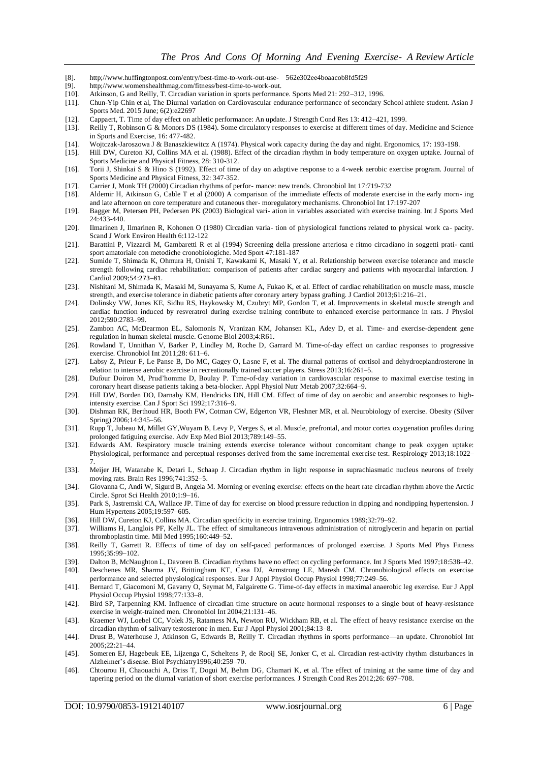[8]. http;//www.huffingtonpost.com/entry/best-time-to-work-out-use- 562e302ee4boaacob8fd5f29

[9]. http;//www.womenshealthmag.com/fitness/best-time-to-work-out.

[10]. Atkinson, G and Reilly, T. Circadian variation in sports performance. Sports Med 21: 292–312, 1996.

[11]. Chun-Yip Chin et al, The Diurnal variation on Cardiovascular endurance performance of secondary School athlete student. Asian J Sports Med. 2015 June; 6(2):e22697

[12]. Cappaert, T. Time of day effect on athletic performance: An update. J Strength Cond Res 13: 412–421, 1999.

[13]. Reilly T, Robinson G & Monors DS (1984). Some circulatory responses to exercise at different times of day. Medicine and Science in Sports and Exercise, 16: 477-482.

[14]. Wojtczak-Jaroszowa J & Banaszkiewitcz A (1974). Physical work capacity during the day and night. Ergonomics, 17: 193-198.

[15]. Hill DW, Cureton KJ, Collins MA et al. (1988). Effect of the circadian rhythm in body temperature on oxygen uptake. Journal of Sports Medicine and Physical Fitness, 28: 310-312.

[16]. Torii J, Shinkai S & Hino S (1992). Effect of time of day on adaptive response to a 4-week aerobic exercise program. Journal of Sports Medicine and Physical Fitness, 32: 347-352.

[17]. Carrier J, Monk TH (2000) Circadian rhythms of perfor- mance: new trends. Chronobiol Int 17:719-732

[18]. Aldemir H, Atkinson G, Cable T et al (2000) A comparison of the immediate effects of moderate exercise in the early morn- ing and late afternoon on core temperature and cutaneous ther- moregulatory mechanisms. Chronobiol Int 17:197-207

[19]. Bagger M, Petersen PH, Pedersen PK (2003) Biological vari- ation in variables associated with exercise training. Int J Sports Med 24:433-440.

[20]. Ilmarinen J, Ilmarinen R, Kohonen O (1980) Circadian varia- tion of physiological functions related to physical work ca- pacity. Scand J Work Environ Health 6:112-122

[21]. Barattini P, Vizzardi M, Gambaretti R et al (1994) Screening della pressione arteriosa e ritmo circadiano in soggetti prati- canti sport amatoriale con metodiche cronobiologiche. Med Sport 47:181-187

[22]. Sumide T, Shimada K, Ohmura H, Onishi T, Kawakami K, Masaki Y, et al. Relationship between exercise tolerance and muscle strength following cardiac rehabilitation: comparison of patients after cardiac surgery and patients with myocardial infarction. J Cardiol 2009;54:273–81.

[23]. Nishitani M, Shimada K, Masaki M, Sunayama S, Kume A, Fukao K, et al. Effect of cardiac rehabilitation on muscle mass, muscle strength, and exercise tolerance in diabetic patients after coronary artery bypass grafting. J Cardiol 2013;61:216–21.

[24]. Dolinsky VW, Jones KE, Sidhu RS, Haykowsky M, Czubryt MP, Gordon T, et al. Improvements in skeletal muscle strength and cardiac function induced by resveratrol during exercise training contribute to enhanced exercise performance in rats. J Physiol 2012;590:2783–99.

[25]. Zambon AC, McDearmon EL, Salomonis N, Vranizan KM, Johansen KL, Adey D, et al. Time- and exercise-dependent gene regulation in human skeletal muscle. Genome Biol 2003;4:R61.

[26]. Rowland T, Unnithan V, Barker P, Lindley M, Roche D, Garrard M. Time-of-day effect on cardiac responses to progressive exercise. Chronobiol Int 2011;28: 611–6.

[27]. Labsy Z, Prieur F, Le Panse B, Do MC, Gagey O, Lasne F, et al. The diurnal patterns of cortisol and dehydroepiandrosterone in relation to intense aerobic exercise in recreationally trained soccer players. Stress 2013;16:261–5.

[28]. Dufour Doiron M, Prud'homme D, Boulay P. Time-of-day variation in cardiovascular response to maximal exercise testing in coronary heart disease patients taking a beta-blocker. Appl Physiol Nutr Metab 2007;32:664–9.

[29]. Hill DW, Borden DO, Darnaby KM, Hendricks DN, Hill CM. Effect of time of day on aerobic and anaerobic responses to high-intensity exercise. Can J Sport Sci 1992;17:316–9.

[30]. Dishman RK, Berthoud HR, Booth FW, Cotman CW, Edgerton VR, Fleshner MR, et al. Neurobiology of exercise. Obesity (Silver Spring) 2006;14:345–56.

[31]. Rupp T, Jubeau M, Millet GY,Wuyam B, Levy P, Verges S, et al. Muscle, prefrontal, and motor cortex oxygenation profiles during prolonged fatiguing exercise. Adv Exp Med Biol 2013;789:149–55.

[32]. Edwards AM. Respiratory muscle training extends exercise tolerance without concomitant change to peak oxygen uptake: Physiological, performance and perceptual responses derived from the same incremental exercise test. Respirology 2013;18:1022–7.

[33]. Meijer JH, Watanabe K, Detari L, Schaap J. Circadian rhythm in light response in suprachiasmatic nucleus neurons of freely moving rats. Brain Res 1996;741:352–5.

[34]. Giovanna C, Andi W, Sigurd B, Angela M. Morning or evening exercise: effects on the heart rate circadian rhythm above the Arctic Circle. Sprot Sci Health 2010;1:9–16.

[35]. Park S, Jastremski CA, Wallace JP. Time of day for exercise on blood pressure reduction in dipping and nondipping hypertension. J Hum Hypertens 2005;19:597–605.

[36]. Hill DW, Cureton KJ, Collins MA. Circadian specificity in exercise training. Ergonomics 1989;32:79–92.

[37]. Williams H, Langlois PF, Kelly JL. The effect of simultaneous intravenous administration of nitroglycerin and heparin on partial thromboplastin time. Mil Med 1995;160:449–52.

[38]. Reilly T, Garrett R. Effects of time of day on self-paced performances of prolonged exercise. J Sports Med Phys Fitness 1995;35:99–102.

[39]. Dalton B, McNaughton L, Davoren B. Circadian rhythms have no effect on cycling performance. Int J Sports Med 1997;18:538–42.

[40]. Deschenes MR, Sharma JV, Brittingham KT, Casa DJ, Armstrong LE, Maresh CM. Chronobiological effects on exercise performance and selected physiological responses. Eur J Appl Physiol Occup Physiol 1998;77:249–56.

[41]. Bernard T, Giacomoni M, Gavarry O, Seymat M, Falgairette G. Time-of-day effects in maximal anaerobic leg exercise. Eur J Appl Physiol Occup Physiol 1998;77:133–8.

[42]. Bird SP, Tarpenning KM. Influence of circadian time structure on acute hormonal responses to a single bout of heavy-resistance exercise in weight-trained men. Chronobiol Int 2004;21:131–46.

[43]. Kraemer WJ, Loebel CC, Volek JS, Ratamess NA, Newton RU, Wickham RB, et al. The effect of heavy resistance exercise on the circadian rhythm of salivary testosterone in men. Eur J Appl Physiol 2001;84:13–8.

[44]. Drust B, Waterhouse J, Atkinson G, Edwards B, Reilly T. Circadian rhythms in sports performance—an update. Chronobiol Int 2005;22:21–44.

[45]. Someren EJ, Hagebeuk EE, Lijzenga C, Scheltens P, de Rooij SE, Jonker C, et al. Circadian rest-activity rhythm disturbances in Alzheimer's disease. Biol Psychiatry1996;40:259–70.

[46]. Chtourou H, Chaouachi A, Driss T, Dogui M, Behm DG, Chamari K, et al. The effect of training at the same time of day and tapering period on the diurnal variation of short exercise performances. J Strength Cond Res 2012;26: 697–708.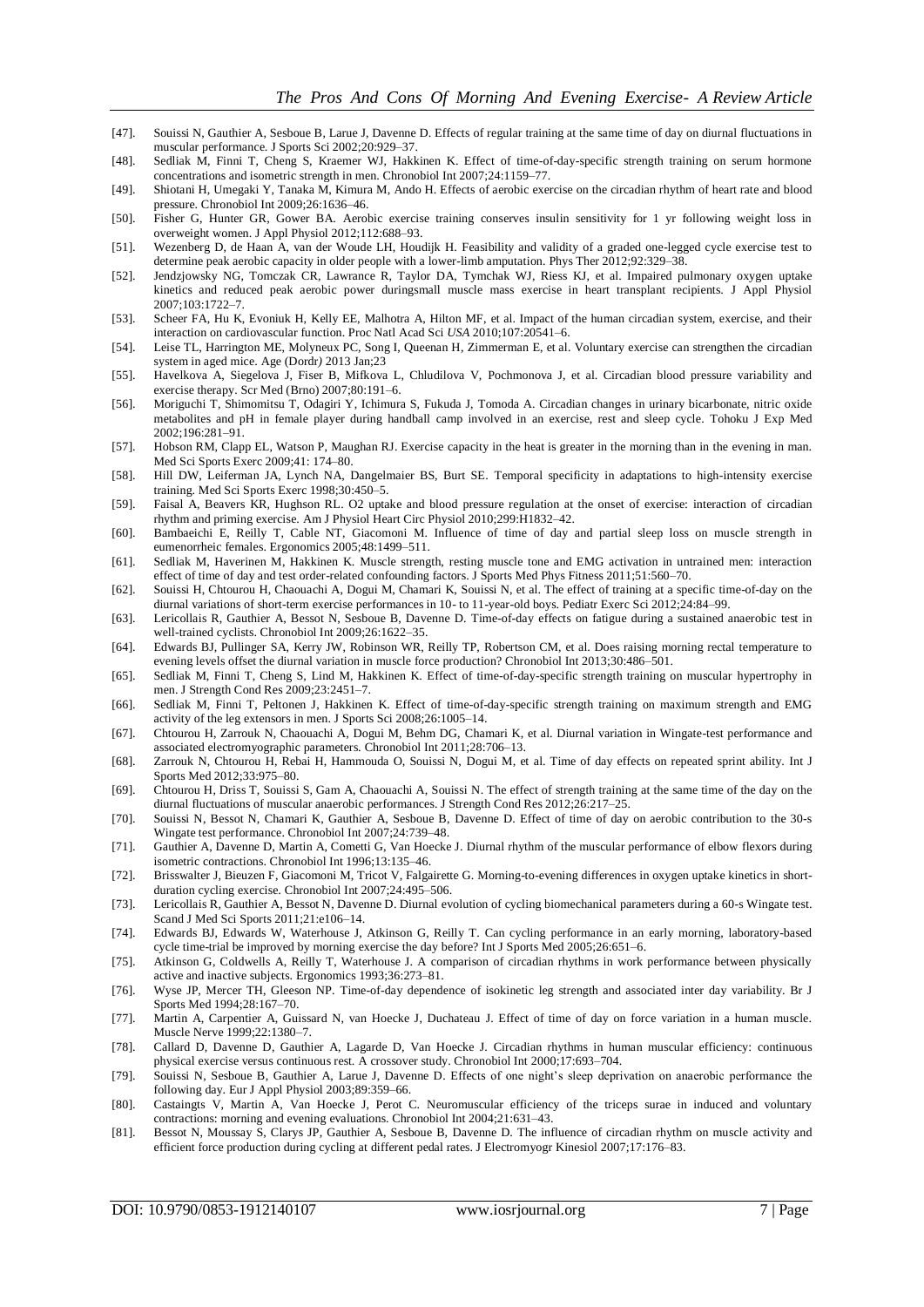[47]. Souissi N, Gauthier A, Sesboue B, Larue J, Davenne D. Effects of regular training at the same time of day on diurnal fluctuations in muscular performance. J Sports Sci 2002;20:929–37.

[48]. Sedliak M, Finni T, Cheng S, Kraemer WJ, Hakkinen K. Effect of time-of-day-specific strength training on serum hormone concentrations and isometric strength in men. Chronobiol Int 2007;24:1159–77.

[49]. Shiotani H, Umegaki Y, Tanaka M, Kimura M, Ando H. Effects of aerobic exercise on the circadian rhythm of heart rate and blood pressure. Chronobiol Int 2009;26:1636–46.

[50]. Fisher G, Hunter GR, Gower BA. Aerobic exercise training conserves insulin sensitivity for 1 yr following weight loss in overweight women. J Appl Physiol 2012;112:688–93.

[51]. Wezenberg D, de Haan A, van der Woude LH, Houdijk H. Feasibility and validity of a graded one-legged cycle exercise test to determine peak aerobic capacity in older people with a lower-limb amputation. Phys Ther 2012;92:329–38.

[52]. Jendzjowsky NG, Tomczak CR, Lawrance R, Taylor DA, Tymchak WJ, Riess KJ, et al. Impaired pulmonary oxygen uptake kinetics and reduced peak aerobic power duringsmall muscle mass exercise in heart transplant recipients. J Appl Physiol 2007;103:1722–7.

[53]. Scheer FA, Hu K, Evoniuk H, Kelly EE, Malhotra A, Hilton MF, et al. Impact of the human circadian system, exercise, and their interaction on cardiovascular function. Proc Natl Acad Sci *USA* 2010;107:20541–6.

[54]. Leise TL, Harrington ME, Molyneux PC, Song I, Queenan H, Zimmerman E, et al. Voluntary exercise can strengthen the circadian system in aged mice. Age (Dordr*)* 2013 Jan;23

[55]. Havelkova A, Siegelova J, Fiser B, Mifkova L, Chludilova V, Pochmonova J, et al. Circadian blood pressure variability and exercise therapy. Scr Med (Brno) 2007;80:191–6.

[56]. Moriguchi T, Shimomitsu T, Odagiri Y, Ichimura S, Fukuda J, Tomoda A. Circadian changes in urinary bicarbonate, nitric oxide metabolites and pH in female player during handball camp involved in an exercise, rest and sleep cycle. Tohoku J Exp Med 2002;196:281–91.

[57]. Hobson RM, Clapp EL, Watson P, Maughan RJ. Exercise capacity in the heat is greater in the morning than in the evening in man. Med Sci Sports Exerc 2009;41: 174–80.

[58]. Hill DW, Leiferman JA, Lynch NA, Dangelmaier BS, Burt SE. Temporal specificity in adaptations to high-intensity exercise training. Med Sci Sports Exerc 1998;30:450–5.

[59]. Faisal A, Beavers KR, Hughson RL. O2 uptake and blood pressure regulation at the onset of exercise: interaction of circadian rhythm and priming exercise. Am J Physiol Heart Circ Physiol 2010;299:H1832–42.

[60]. Bambaeichi E, Reilly T, Cable NT, Giacomoni M. Influence of time of day and partial sleep loss on muscle strength in eumenorrheic females. Ergonomics 2005;48:1499–511.

[61]. Sedliak M, Haverinen M, Hakkinen K. Muscle strength, resting muscle tone and EMG activation in untrained men: interaction effect of time of day and test order-related confounding factors. J Sports Med Phys Fitness 2011;51:560–70.

[62]. Souissi H, Chtourou H, Chaouachi A, Dogui M, Chamari K, Souissi N, et al. The effect of training at a specific time-of-day on the diurnal variations of short-term exercise performances in 10- to 11-year-old boys. Pediatr Exerc Sci 2012;24:84–99.

[63]. Lericollais R, Gauthier A, Bessot N, Sesboue B, Davenne D. Time-of-day effects on fatigue during a sustained anaerobic test in well-trained cyclists. Chronobiol Int 2009;26:1622–35.

[64]. Edwards BJ, Pullinger SA, Kerry JW, Robinson WR, Reilly TP, Robertson CM, et al. Does raising morning rectal temperature to evening levels offset the diurnal variation in muscle force production? Chronobiol Int 2013;30:486–501.

[65]. Sedliak M, Finni T, Cheng S, Lind M, Hakkinen K. Effect of time-of-day-specific strength training on muscular hypertrophy in men. J Strength Cond Res 2009;23:2451–7.

[66]. Sedliak M, Finni T, Peltonen J, Hakkinen K. Effect of time-of-day-specific strength training on maximum strength and EMG activity of the leg extensors in men. J Sports Sci 2008;26:1005–14.

[67]. Chtourou H, Zarrouk N, Chaouachi A, Dogui M, Behm DG, Chamari K, et al. Diurnal variation in Wingate-test performance and associated electromyographic parameters. Chronobiol Int 2011;28:706–13.

[68]. Zarrouk N, Chtourou H, Rebai H, Hammouda O, Souissi N, Dogui M, et al. Time of day effects on repeated sprint ability. Int J Sports Med 2012;33:975–80.

[69]. Chtourou H, Driss T, Souissi S, Gam A, Chaouachi A, Souissi N. The effect of strength training at the same time of the day on the diurnal fluctuations of muscular anaerobic performances. J Strength Cond Res 2012;26:217–25.

[70]. Souissi N, Bessot N, Chamari K, Gauthier A, Sesboue B, Davenne D. Effect of time of day on aerobic contribution to the 30-s Wingate test performance. Chronobiol Int 2007;24:739–48.

[71]. Gauthier A, Davenne D, Martin A, Cometti G, Van Hoecke J. Diurnal rhythm of the muscular performance of elbow flexors during isometric contractions. Chronobiol Int 1996;13:135–46.

[72]. Brisswalter J, Bieuzen F, Giacomoni M, Tricot V, Falgairette G. Morning-to-evening differences in oxygen uptake kinetics in short-duration cycling exercise. Chronobiol Int 2007;24:495–506.

[73]. Lericollais R, Gauthier A, Bessot N, Davenne D. Diurnal evolution of cycling biomechanical parameters during a 60-s Wingate test. Scand J Med Sci Sports 2011;21:e106–14.

[74]. Edwards BJ, Edwards W, Waterhouse J, Atkinson G, Reilly T. Can cycling performance in an early morning, laboratory-based cycle time-trial be improved by morning exercise the day before? Int J Sports Med 2005;26:651–6.

[75]. Atkinson G, Coldwells A, Reilly T, Waterhouse J. A comparison of circadian rhythms in work performance between physically active and inactive subjects. Ergonomics 1993;36:273–81.

[76]. Wyse JP, Mercer TH, Gleeson NP. Time-of-day dependence of isokinetic leg strength and associated inter day variability. Br J Sports Med 1994;28:167–70.

[77]. Martin A, Carpentier A, Guissard N, van Hoecke J, Duchateau J. Effect of time of day on force variation in a human muscle. Muscle Nerve 1999;22:1380–7.

[78]. Callard D, Davenne D, Gauthier A, Lagarde D, Van Hoecke J. Circadian rhythms in human muscular efficiency: continuous physical exercise versus continuous rest. A crossover study. Chronobiol Int 2000;17:693–704.

[79]. Souissi N, Sesboue B, Gauthier A, Larue J, Davenne D. Effects of one night's sleep deprivation on anaerobic performance the following day. Eur J Appl Physiol 2003;89:359–66.

[80]. Castaingts V, Martin A, Van Hoecke J, Perot C. Neuromuscular efficiency of the triceps surae in induced and voluntary contractions: morning and evening evaluations. Chronobiol Int 2004;21:631–43.

[81]. Bessot N, Moussay S, Clarys JP, Gauthier A, Sesboue B, Davenne D. The influence of circadian rhythm on muscle activity and efficient force production during cycling at different pedal rates. J Electromyogr Kinesiol 2007;17:176–83.